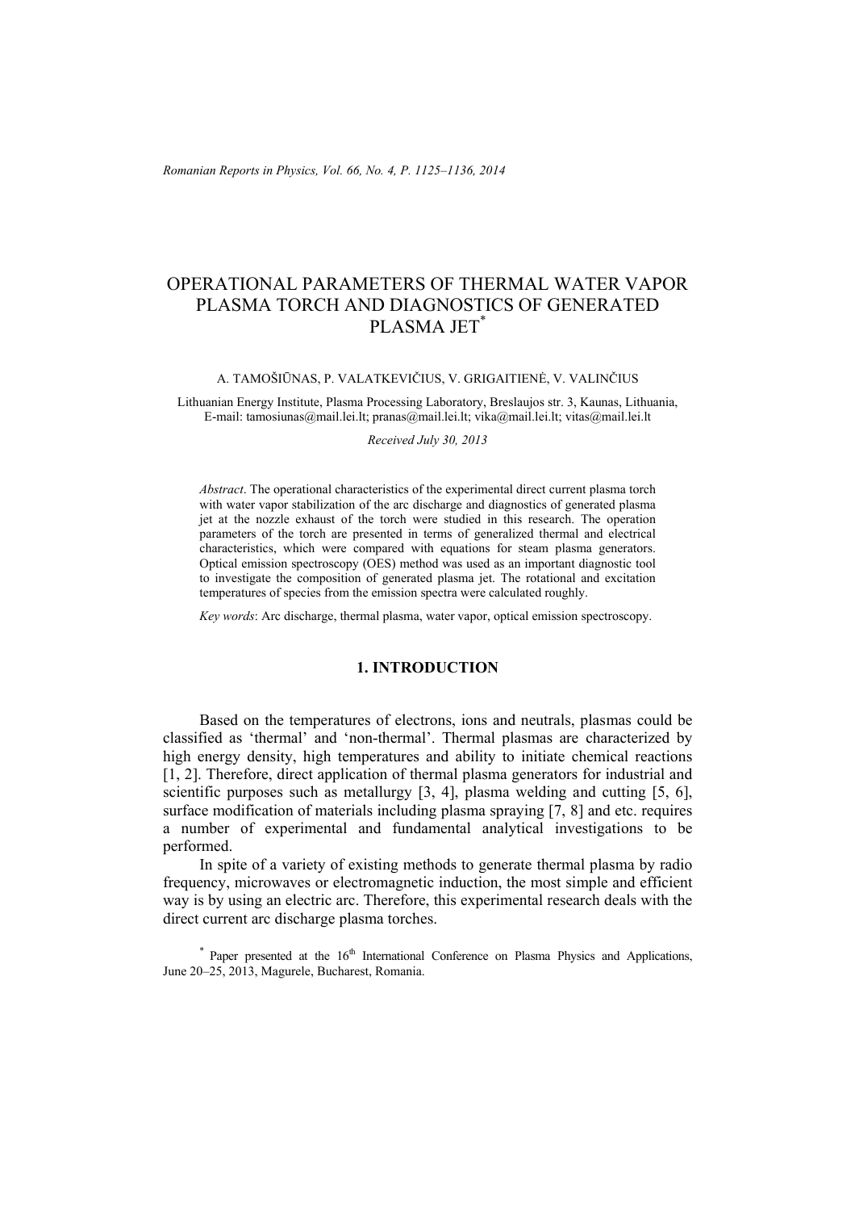# OPERATIONAL PARAMETERS OF THERMAL WATER VAPOR PLASMA TORCH AND DIAGNOSTICS OF GENERATED PLASMA JET*

A. TAMOŠIŪNAS, P. VALATKEVIČIUS, V. GRIGAITIENĖ, V. VALINČIUS

Lithuanian Energy Institute, Plasma Processing Laboratory, Breslaujos str. 3, Kaunas, Lithuania,
E-mail: tamosiunas@mail.lei.lt; pranas@mail.lei.lt; vika@mail.lei.lt; vitas@mail.lei.lt

*Received July 30, 2013*

*Abstract*. The operational characteristics of the experimental direct current plasma torch with water vapor stabilization of the arc discharge and diagnostics of generated plasma jet at the nozzle exhaust of the torch were studied in this research. The operation parameters of the torch are presented in terms of generalized thermal and electrical characteristics, which were compared with equations for steam plasma generators. Optical emission spectroscopy (OES) method was used as an important diagnostic tool to investigate the composition of generated plasma jet. The rotational and excitation temperatures of species from the emission spectra were calculated roughly.

*Key words*: Arc discharge, thermal plasma, water vapor, optical emission spectroscopy.

## 1. INTRODUCTION

Based on the temperatures of electrons, ions and neutrals, plasmas could be classified as 'thermal' and 'non-thermal'. Thermal plasmas are characterized by high energy density, high temperatures and ability to initiate chemical reactions [1, 2]. Therefore, direct application of thermal plasma generators for industrial and scientific purposes such as metallurgy [3, 4], plasma welding and cutting [5, 6], surface modification of materials including plasma spraying [7, 8] and etc. requires a number of experimental and fundamental analytical investigations to be performed.

In spite of a variety of existing methods to generate thermal plasma by radio frequency, microwaves or electromagnetic induction, the most simple and efficient way is by using an electric arc. Therefore, this experimental research deals with the direct current arc discharge plasma torches.

* Paper presented at the 16th International Conference on Plasma Physics and Applications, June 20–25, 2013, Magurele, Bucharest, Romania.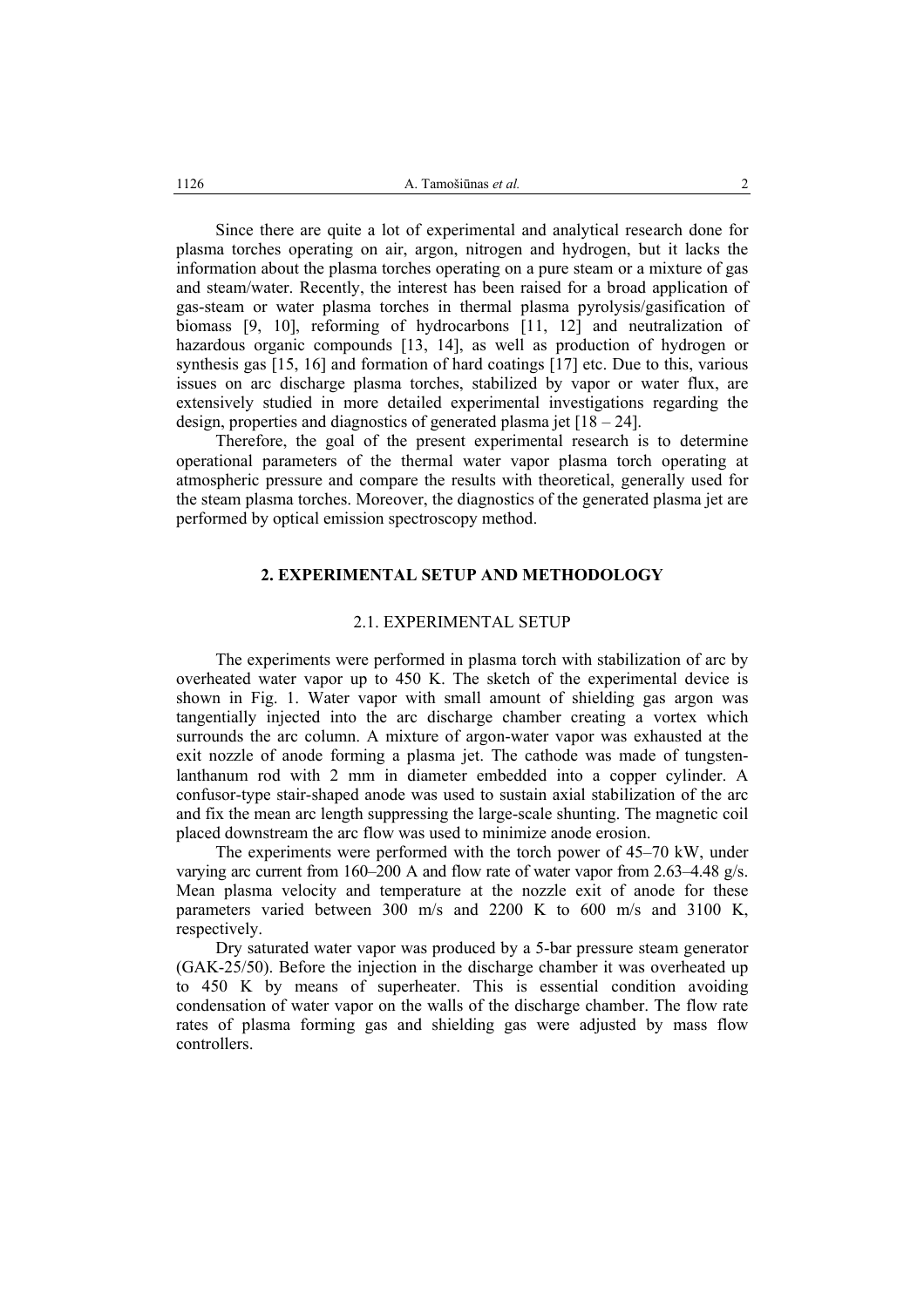Since there are quite a lot of experimental and analytical research done for plasma torches operating on air, argon, nitrogen and hydrogen, but it lacks the information about the plasma torches operating on a pure steam or a mixture of gas and steam/water. Recently, the interest has been raised for a broad application of gas-steam or water plasma torches in thermal plasma pyrolysis/gasification of biomass [9, 10], reforming of hydrocarbons [11, 12] and neutralization of hazardous organic compounds [13, 14], as well as production of hydrogen or synthesis gas [15, 16] and formation of hard coatings [17] etc. Due to this, various issues on arc discharge plasma torches, stabilized by vapor or water flux, are extensively studied in more detailed experimental investigations regarding the design, properties and diagnostics of generated plasma jet [18 – 24].

Therefore, the goal of the present experimental research is to determine operational parameters of the thermal water vapor plasma torch operating at atmospheric pressure and compare the results with theoretical, generally used for the steam plasma torches. Moreover, the diagnostics of the generated plasma jet are performed by optical emission spectroscopy method.

## 2. EXPERIMENTAL SETUP AND METHODOLOGY

### 2.1. EXPERIMENTAL SETUP

The experiments were performed in plasma torch with stabilization of arc by overheated water vapor up to 450 K. The sketch of the experimental device is shown in Fig. 1. Water vapor with small amount of shielding gas argon was tangentially injected into the arc discharge chamber creating a vortex which surrounds the arc column. A mixture of argon-water vapor was exhausted at the exit nozzle of anode forming a plasma jet. The cathode was made of tungsten-lanthanum rod with 2 mm in diameter embedded into a copper cylinder. A confusor-type stair-shaped anode was used to sustain axial stabilization of the arc and fix the mean arc length suppressing the large-scale shunting. The magnetic coil placed downstream the arc flow was used to minimize anode erosion.

The experiments were performed with the torch power of 45–70 kW, under varying arc current from 160–200 A and flow rate of water vapor from 2.63–4.48 g/s. Mean plasma velocity and temperature at the nozzle exit of anode for these parameters varied between 300 m/s and 2200 K to 600 m/s and 3100 K, respectively.

Dry saturated water vapor was produced by a 5-bar pressure steam generator (GAK-25/50). Before the injection in the discharge chamber it was overheated up to 450 K by means of superheater. This is essential condition avoiding condensation of water vapor on the walls of the discharge chamber. The flow rate rates of plasma forming gas and shielding gas were adjusted by mass flow controllers.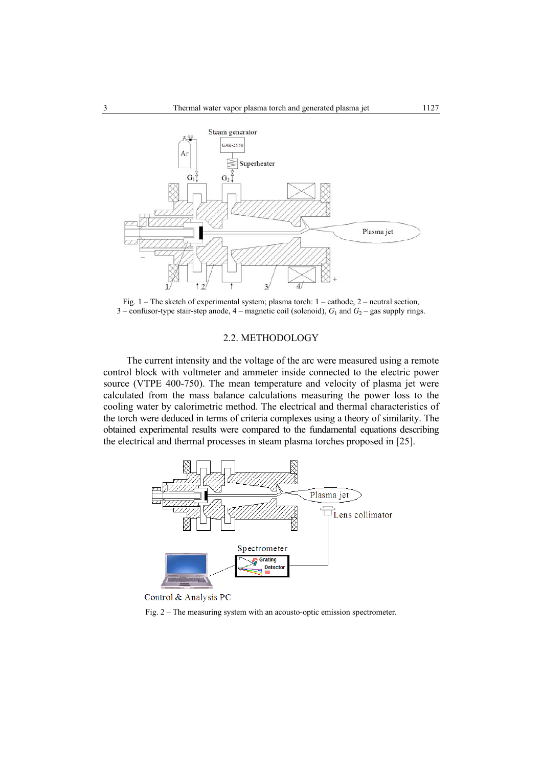Fig. 1 – The sketch of experimental system; plasma torch: 1 – cathode, 2 – neutral section, 3 – confusor-type stair-step anode, 4 – magnetic coil (solenoid), $G_1$ and $G_2$ – gas supply rings.

### 2.2. METHODOLOGY

The current intensity and the voltage of the arc were measured using a remote control block with voltmeter and ammeter inside connected to the electric power source (VTPE 400-750). The mean temperature and velocity of plasma jet were calculated from the mass balance calculations measuring the power loss to the cooling water by calorimetric method. The electrical and thermal characteristics of the torch were deduced in terms of criteria complexes using a theory of similarity. The obtained experimental results were compared to the fundamental equations describing the electrical and thermal processes in steam plasma torches proposed in [25].

Fig. 2 – The measuring system with an acousto-optic emission spectrometer.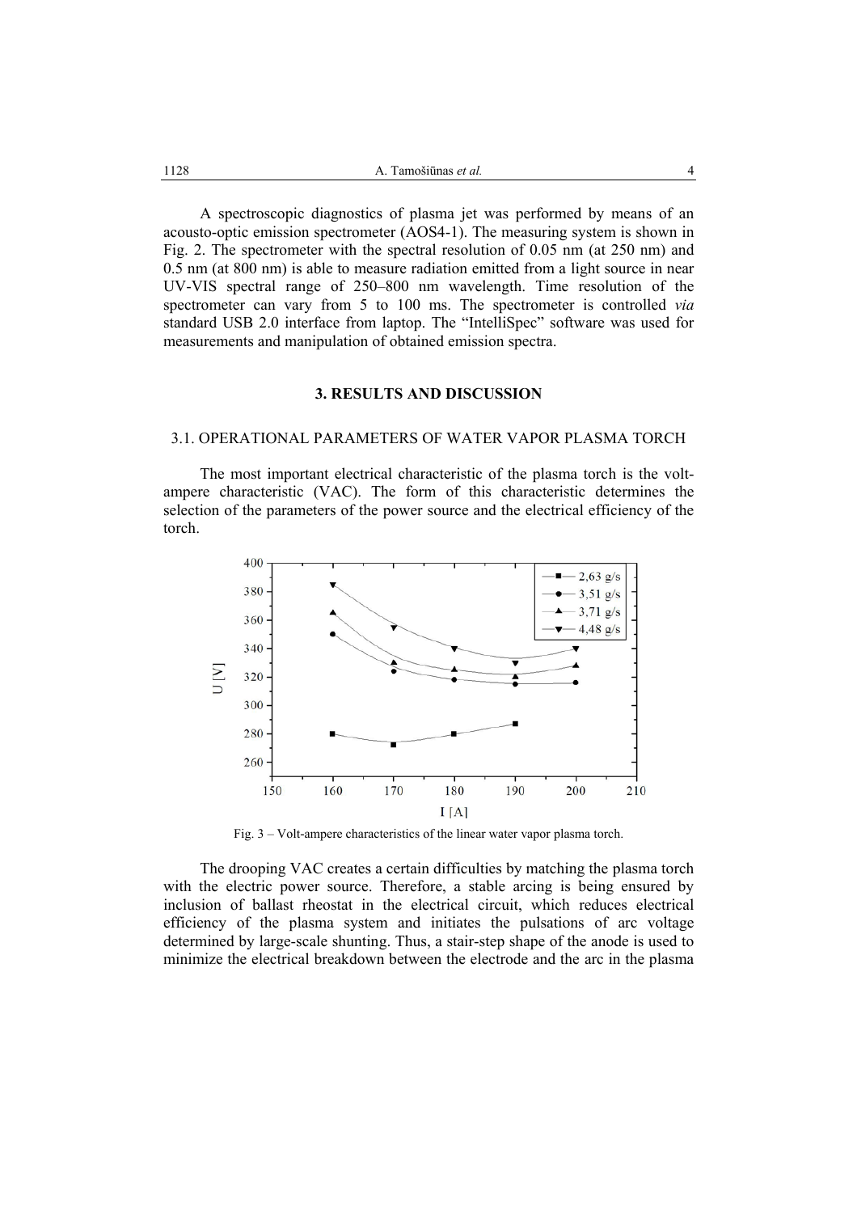A spectroscopic diagnostics of plasma jet was performed by means of an acousto-optic emission spectrometer (AOS4-1). The measuring system is shown in Fig. 2. The spectrometer with the spectral resolution of 0.05 nm (at 250 nm) and 0.5 nm (at 800 nm) is able to measure radiation emitted from a light source in near UV-VIS spectral range of 250–800 nm wavelength. Time resolution of the spectrometer can vary from 5 to 100 ms. The spectrometer is controlled *via* standard USB 2.0 interface from laptop. The "IntelliSpec" software was used for measurements and manipulation of obtained emission spectra.

## 3. RESULTS AND DISCUSSION

### 3.1. OPERATIONAL PARAMETERS OF WATER VAPOR PLASMA TORCH

The most important electrical characteristic of the plasma torch is the volt-ampere characteristic (VAC). The form of this characteristic determines the selection of the parameters of the power source and the electrical efficiency of the torch.

Fig. 3 – Volt-ampere characteristics of the linear water vapor plasma torch.

The drooping VAC creates a certain difficulties by matching the plasma torch with the electric power source. Therefore, a stable arcing is being ensured by inclusion of ballast rheostat in the electrical circuit, which reduces electrical efficiency of the plasma system and initiates the pulsations of arc voltage determined by large-scale shunting. Thus, a stair-step shape of the anode is used to minimize the electrical breakdown between the electrode and the arc in the plasma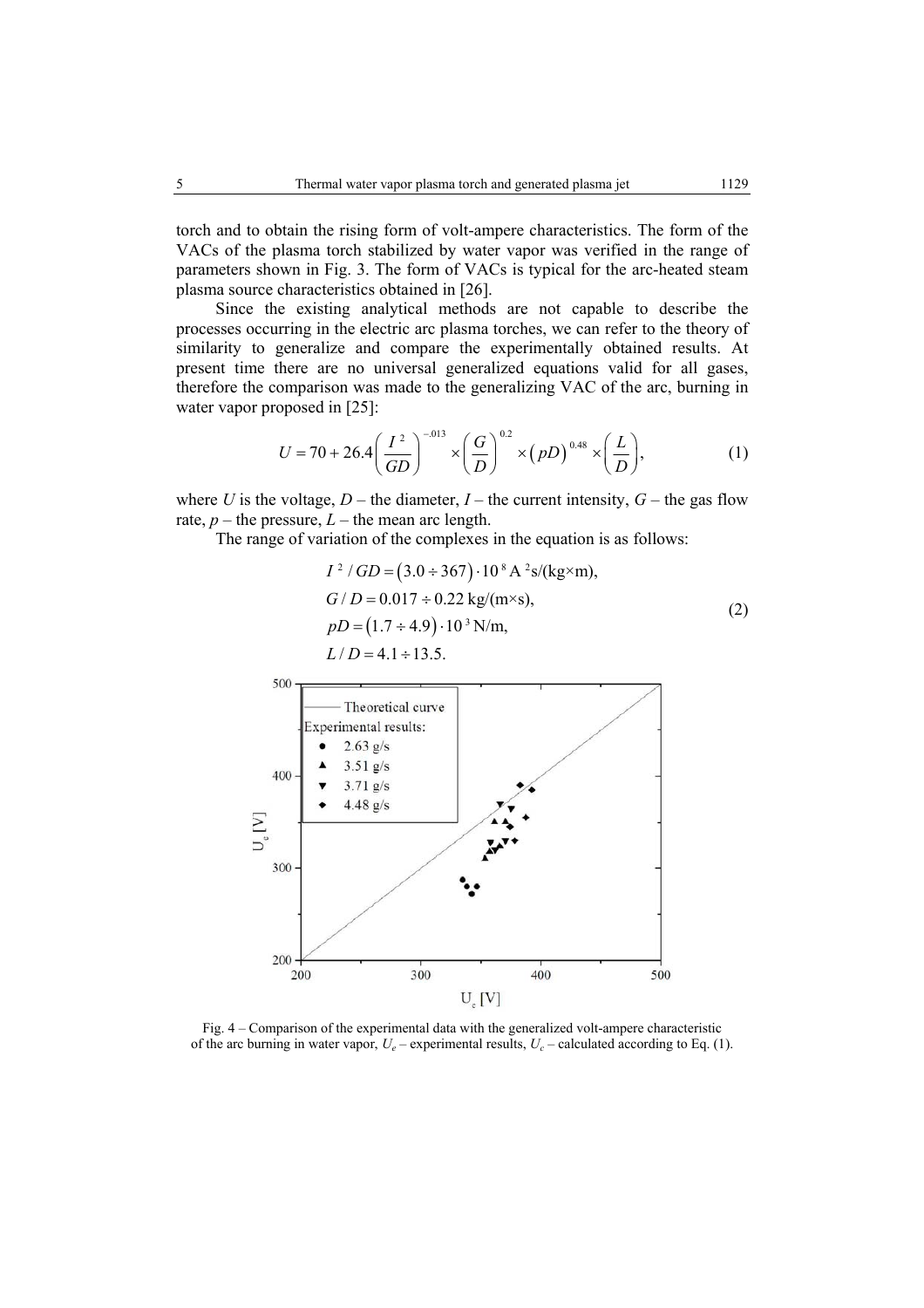torch and to obtain the rising form of volt-ampere characteristics. The form of the VACs of the plasma torch stabilized by water vapor was verified in the range of parameters shown in Fig. 3. The form of VACs is typical for the arc-heated steam plasma source characteristics obtained in [26].

Since the existing analytical methods are not capable to describe the processes occurring in the electric arc plasma torches, we can refer to the theory of similarity to generalize and compare the experimentally obtained results. At present time there are no universal generalized equations valid for all gases, therefore the comparison was made to the generalizing VAC of the arc, burning in water vapor proposed in [25]:

$$U = 70 + 26.4\left(\frac{I^2}{GD}\right)^{-.013} \times \left(\frac{G}{D}\right)^{0.2} \times \left(pD\right)^{0.48} \times \left(\frac{L}{D}\right), \tag{1}$$

where $U$ is the voltage, $D$ – the diameter, $I$ – the current intensity, $G$ – the gas flow rate, $p$ – the pressure, $L$ – the mean arc length.

The range of variation of the complexes in the equation is as follows:

$$\begin{aligned}
&I^2/GD = \left(3.0 \div 367\right)\cdot 10^8 \text{ A}^2\text{s/(kg×m)},\\
&G/D = 0.017 \div 0.22 \text{ kg/(m×s)},\\
&pD = \left(1.7 \div 4.9\right)\cdot 10^3 \text{ N/m},\\
&L/D = 4.1 \div 13.5.
\end{aligned} \tag{2}$$

Fig. 4 – Comparison of the experimental data with the generalized volt-ampere characteristic of the arc burning in water vapor, $U_e$ – experimental results, $U_c$ – calculated according to Eq. (1).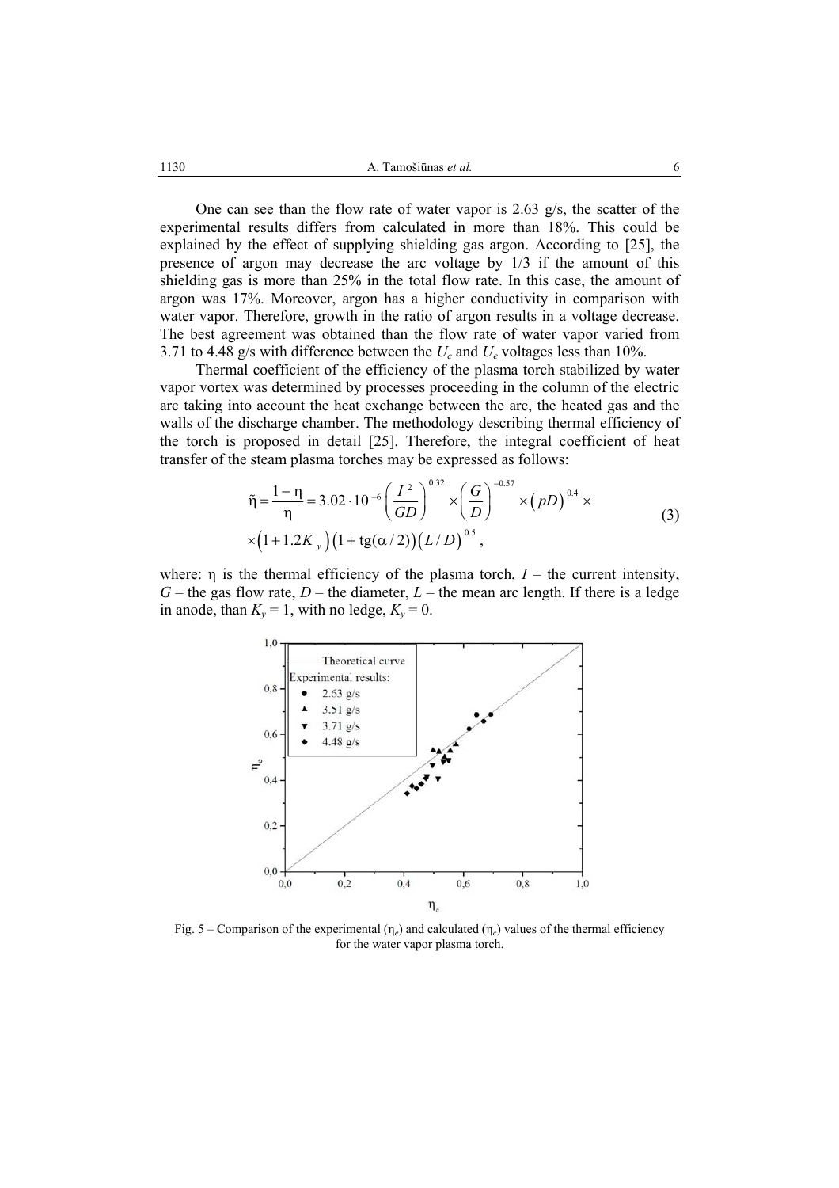One can see than the flow rate of water vapor is 2.63 g/s, the scatter of the experimental results differs from calculated in more than 18%. This could be explained by the effect of supplying shielding gas argon. According to [25], the presence of argon may decrease the arc voltage by 1/3 if the amount of this shielding gas is more than 25% in the total flow rate. In this case, the amount of argon was 17%. Moreover, argon has a higher conductivity in comparison with water vapor. Therefore, growth in the ratio of argon results in a voltage decrease. The best agreement was obtained than the flow rate of water vapor varied from 3.71 to 4.48 g/s with difference between the $U_c$ and $U_e$ voltages less than 10%.

Thermal coefficient of the efficiency of the plasma torch stabilized by water vapor vortex was determined by processes proceeding in the column of the electric arc taking into account the heat exchange between the arc, the heated gas and the walls of the discharge chamber. The methodology describing thermal efficiency of the torch is proposed in detail [25]. Therefore, the integral coefficient of heat transfer of the steam plasma torches may be expressed as follows:

$$\tilde{\eta} = \frac{1-\eta}{\eta} = 3.02 \cdot 10^{-6} \left( \frac{I^2}{GD} \right)^{0.32} \times \left( \frac{G}{D} \right)^{-0.57} \times \left( pD \right)^{0.4} \times \\ \times \left( 1 + 1.2 K_y \right) \left( 1 + \mathrm{tg}(\alpha/2) \right) \left( L/D \right)^{0.5}, \tag{3}$$

where: $\eta$ is the thermal efficiency of the plasma torch, $I$ – the current intensity, $G$ – the gas flow rate, $D$ – the diameter, $L$ – the mean arc length. If there is a ledge in anode, than $K_y = 1$, with no ledge, $K_y = 0$.

Fig. 5 – Comparison of the experimental ($\eta_e$) and calculated ($\eta_c$) values of the thermal efficiency for the water vapor plasma torch.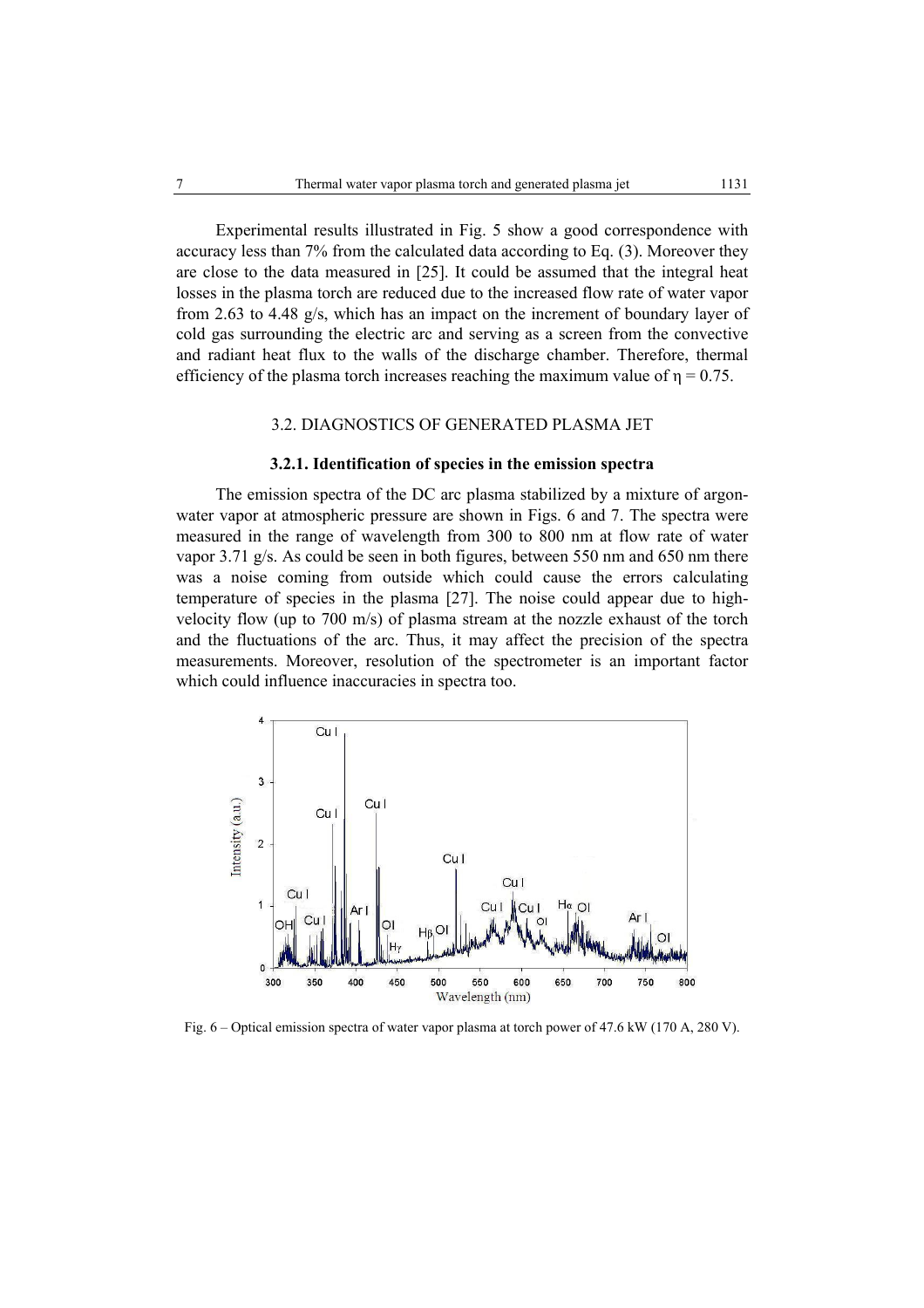Experimental results illustrated in Fig. 5 show a good correspondence with accuracy less than 7% from the calculated data according to Eq. (3). Moreover they are close to the data measured in [25]. It could be assumed that the integral heat losses in the plasma torch are reduced due to the increased flow rate of water vapor from 2.63 to 4.48 g/s, which has an impact on the increment of boundary layer of cold gas surrounding the electric arc and serving as a screen from the convective and radiant heat flux to the walls of the discharge chamber. Therefore, thermal efficiency of the plasma torch increases reaching the maximum value of $\eta = 0.75$.

## 3.2. DIAGNOSTICS OF GENERATED PLASMA JET

### 3.2.1. Identification of species in the emission spectra

The emission spectra of the DC arc plasma stabilized by a mixture of argon-water vapor at atmospheric pressure are shown in Figs. 6 and 7. The spectra were measured in the range of wavelength from 300 to 800 nm at flow rate of water vapor 3.71 g/s. As could be seen in both figures, between 550 nm and 650 nm there was a noise coming from outside which could cause the errors calculating temperature of species in the plasma [27]. The noise could appear due to high-velocity flow (up to 700 m/s) of plasma stream at the nozzle exhaust of the torch and the fluctuations of the arc. Thus, it may affect the precision of the spectra measurements. Moreover, resolution of the spectrometer is an important factor which could influence inaccuracies in spectra too.

Fig. 6 – Optical emission spectra of water vapor plasma at torch power of 47.6 kW (170 A, 280 V).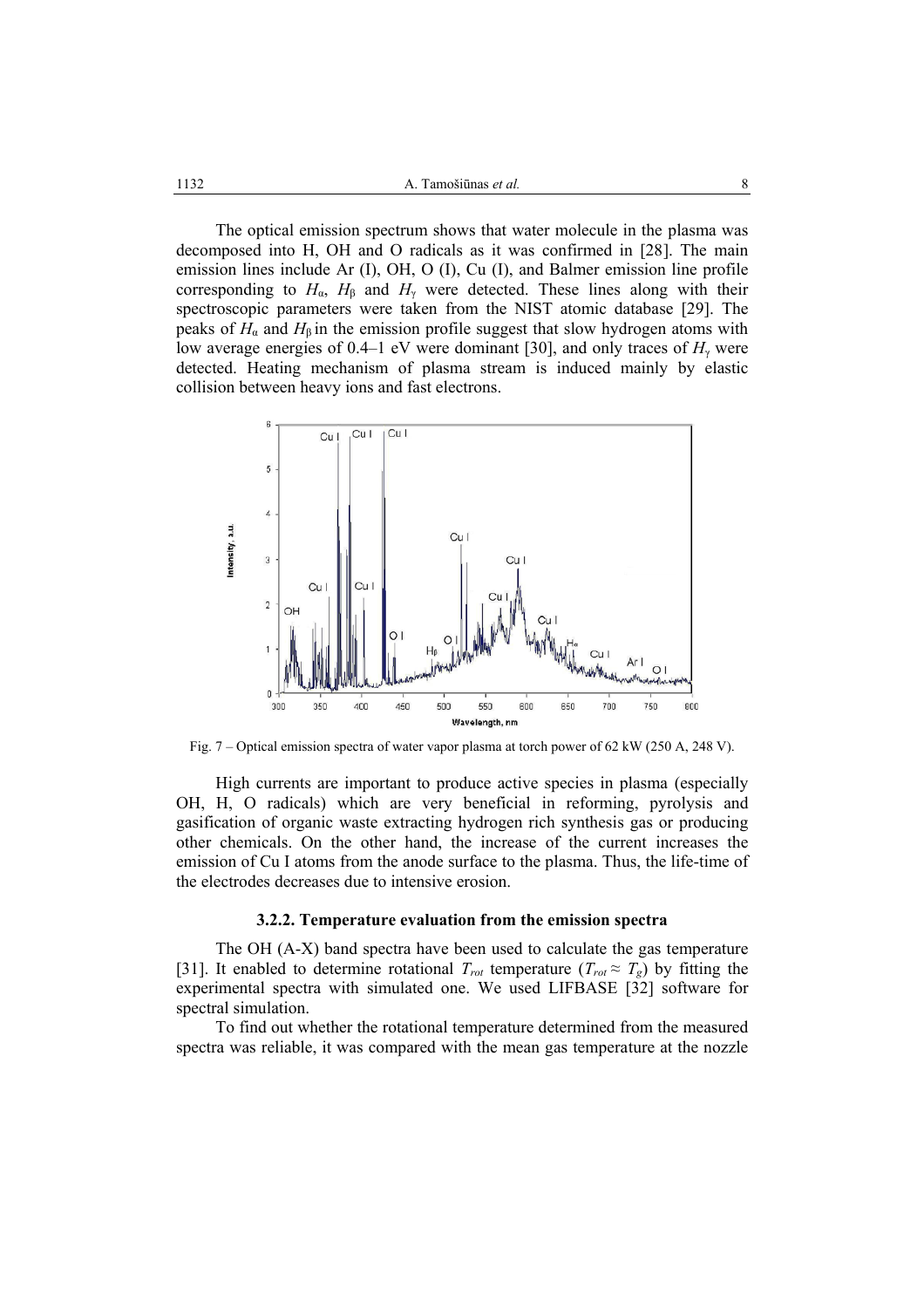The optical emission spectrum shows that water molecule in the plasma was decomposed into H, OH and O radicals as it was confirmed in [28]. The main emission lines include Ar (I), OH, O (I), Cu (I), and Balmer emission line profile corresponding to $H_\alpha$, $H_\beta$ and $H_\gamma$ were detected. These lines along with their spectroscopic parameters were taken from the NIST atomic database [29]. The peaks of $H_\alpha$ and $H_\beta$ in the emission profile suggest that slow hydrogen atoms with low average energies of 0.4–1 eV were dominant [30], and only traces of $H_\gamma$ were detected. Heating mechanism of plasma stream is induced mainly by elastic collision between heavy ions and fast electrons.

Fig. 7 – Optical emission spectra of water vapor plasma at torch power of 62 kW (250 A, 248 V).

High currents are important to produce active species in plasma (especially OH, H, O radicals) which are very beneficial in reforming, pyrolysis and gasification of organic waste extracting hydrogen rich synthesis gas or producing other chemicals. On the other hand, the increase of the current increases the emission of Cu I atoms from the anode surface to the plasma. Thus, the life-time of the electrodes decreases due to intensive erosion.

### 3.2.2. Temperature evaluation from the emission spectra

The OH (A-X) band spectra have been used to calculate the gas temperature [31]. It enabled to determine rotational $T_{rot}$ temperature ($T_{rot} \approx T_g$) by fitting the experimental spectra with simulated one. We used LIFBASE [32] software for spectral simulation.

To find out whether the rotational temperature determined from the measured spectra was reliable, it was compared with the mean gas temperature at the nozzle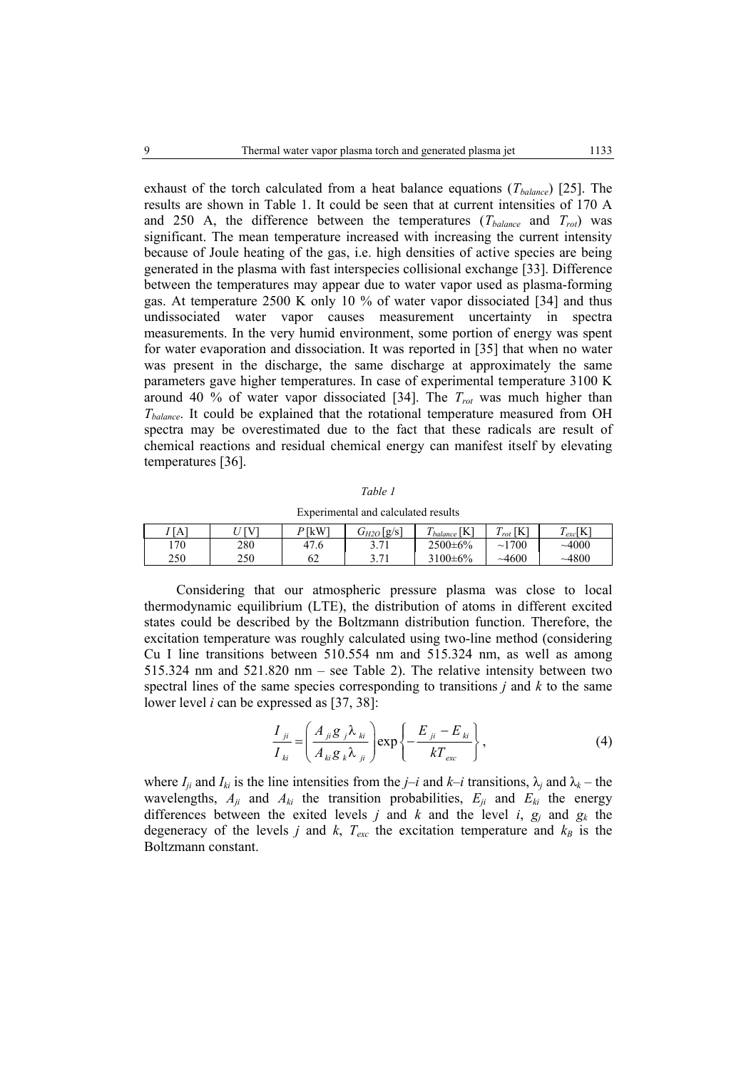exhaust of the torch calculated from a heat balance equations ($T_{balance}$) [25]. The results are shown in Table 1. It could be seen that at current intensities of 170 A and 250 A, the difference between the temperatures ($T_{balance}$ and $T_{rot}$) was significant. The mean temperature increased with increasing the current intensity because of Joule heating of the gas, i.e. high densities of active species are being generated in the plasma with fast interspecies collisional exchange [33]. Difference between the temperatures may appear due to water vapor used as plasma-forming gas. At temperature 2500 K only 10 % of water vapor dissociated [34] and thus undissociated water vapor causes measurement uncertainty in spectra measurements. In the very humid environment, some portion of energy was spent for water evaporation and dissociation. It was reported in [35] that when no water was present in the discharge, the same discharge at approximately the same parameters gave higher temperatures. In case of experimental temperature 3100 K around 40 % of water vapor dissociated [34]. The $T_{rot}$ was much higher than $T_{balance}$. It could be explained that the rotational temperature measured from OH spectra may be overestimated due to the fact that these radicals are result of chemical reactions and residual chemical energy can manifest itself by elevating temperatures [36].

*Table 1*

Experimental and calculated results

| $I$ [A] | $U$ [V] | $P$ [kW] | $G_{H2O}$ [g/s] | $T_{balance}$ [K] | $T_{rot}$ [K] | $T_{exc}$[K] |
|---|---|---|---|---|---|---|
| 170 | 280 | 47.6 | 3.71 | 2500±6% | ~1700 | ~4000 |
| 250 | 250 | 62 | 3.71 | 3100±6% | ~4600 | ~4800 |

Considering that our atmospheric pressure plasma was close to local thermodynamic equilibrium (LTE), the distribution of atoms in different excited states could be described by the Boltzmann distribution function. Therefore, the excitation temperature was roughly calculated using two-line method (considering Cu I line transitions between 510.554 nm and 515.324 nm, as well as among 515.324 nm and 521.820 nm – see Table 2). The relative intensity between two spectral lines of the same species corresponding to transitions $j$ and $k$ to the same lower level $i$ can be expressed as [37, 38]:

$$\frac{I_{ji}}{I_{ki}} = \left(\frac{A_{ji} g_j \lambda_{ki}}{A_{ki} g_k \lambda_{ji}}\right) \exp\left\{-\frac{E_{ji} - E_{ki}}{kT_{exc}}\right\}, \tag{4}$$

where $I_{ji}$ and $I_{ki}$ is the line intensities from the $j$–$i$ and $k$–$i$ transitions, $\lambda_j$ and $\lambda_k$ – the wavelengths, $A_{ji}$ and $A_{ki}$ the transition probabilities, $E_{ji}$ and $E_{ki}$ the energy differences between the exited levels $j$ and $k$ and the level $i$, $g_j$ and $g_k$ the degeneracy of the levels $j$ and $k$, $T_{exc}$ the excitation temperature and $k_B$ is the Boltzmann constant.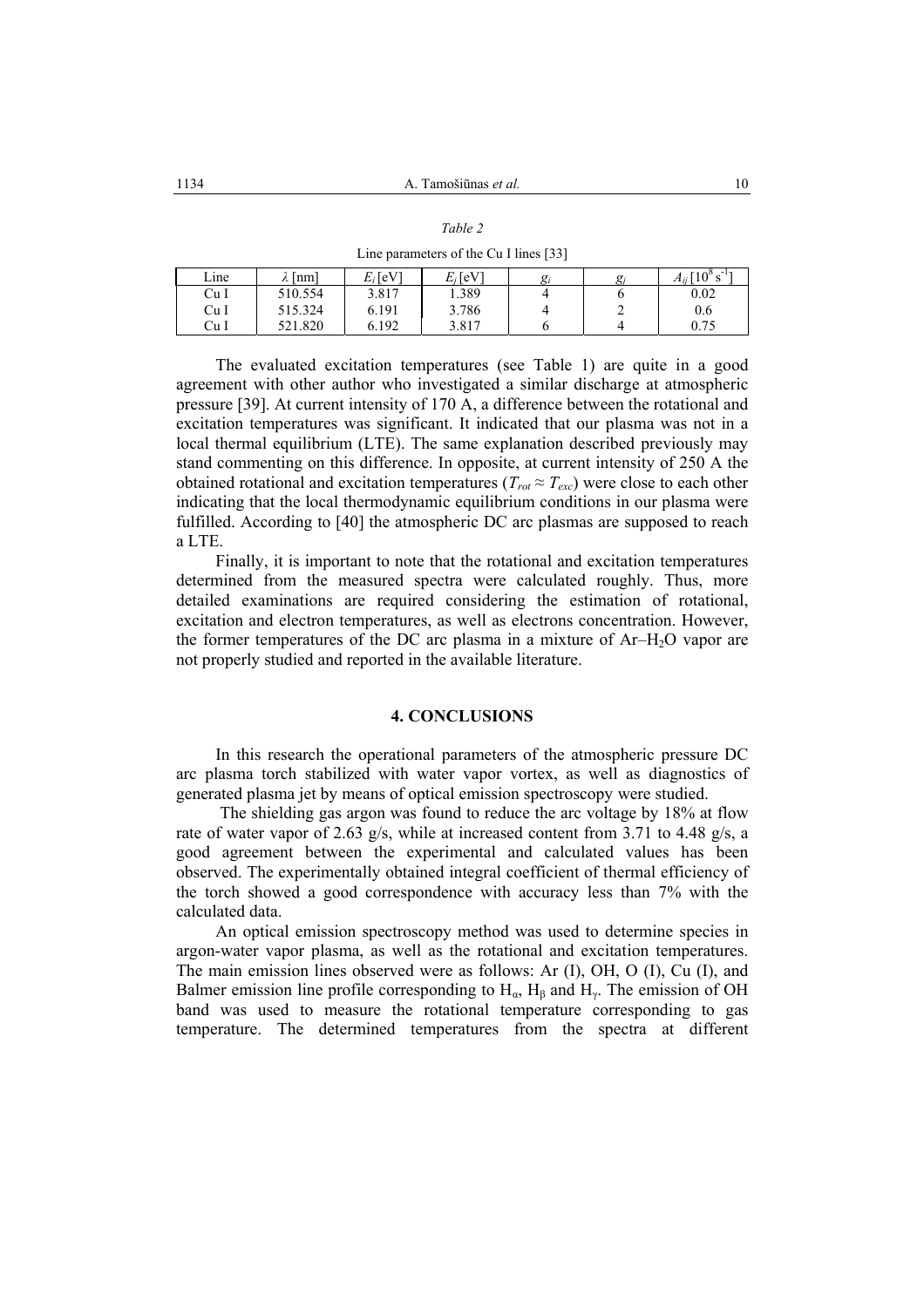*Table 2*

Line parameters of the Cu I lines [33]

| Line | $\lambda$ [nm] | $E_i$ [eV] | $E_j$ [eV] | $g_i$ | $g_j$ | $A_{ij}$ [$10^8$ s$^{-1}$] |
|---|---|---|---|---|---|---|
| Cu I | 510.554 | 3.817 | 1.389 | 4 | 6 | 0.02 |
| Cu I | 515.324 | 6.191 | 3.786 | 4 | 2 | 0.6 |
| Cu I | 521.820 | 6.192 | 3.817 | 6 | 4 | 0.75 |

The evaluated excitation temperatures (see Table 1) are quite in a good agreement with other author who investigated a similar discharge at atmospheric pressure [39]. At current intensity of 170 A, a difference between the rotational and excitation temperatures was significant. It indicated that our plasma was not in a local thermal equilibrium (LTE). The same explanation described previously may stand commenting on this difference. In opposite, at current intensity of 250 A the obtained rotational and excitation temperatures ($T_{rot} \approx T_{exc}$) were close to each other indicating that the local thermodynamic equilibrium conditions in our plasma were fulfilled. According to [40] the atmospheric DC arc plasmas are supposed to reach a LTE.

Finally, it is important to note that the rotational and excitation temperatures determined from the measured spectra were calculated roughly. Thus, more detailed examinations are required considering the estimation of rotational, excitation and electron temperatures, as well as electrons concentration. However, the former temperatures of the DC arc plasma in a mixture of Ar–$H_2O$ vapor are not properly studied and reported in the available literature.

## 4. CONCLUSIONS

In this research the operational parameters of the atmospheric pressure DC arc plasma torch stabilized with water vapor vortex, as well as diagnostics of generated plasma jet by means of optical emission spectroscopy were studied.

The shielding gas argon was found to reduce the arc voltage by 18% at flow rate of water vapor of 2.63 g/s, while at increased content from 3.71 to 4.48 g/s, a good agreement between the experimental and calculated values has been observed. The experimentally obtained integral coefficient of thermal efficiency of the torch showed a good correspondence with accuracy less than 7% with the calculated data.

An optical emission spectroscopy method was used to determine species in argon-water vapor plasma, as well as the rotational and excitation temperatures. The main emission lines observed were as follows: Ar (I), OH, O (I), Cu (I), and Balmer emission line profile corresponding to $H_\alpha$, $H_\beta$ and $H_\gamma$. The emission of OH band was used to measure the rotational temperature corresponding to gas temperature. The determined temperatures from the spectra at different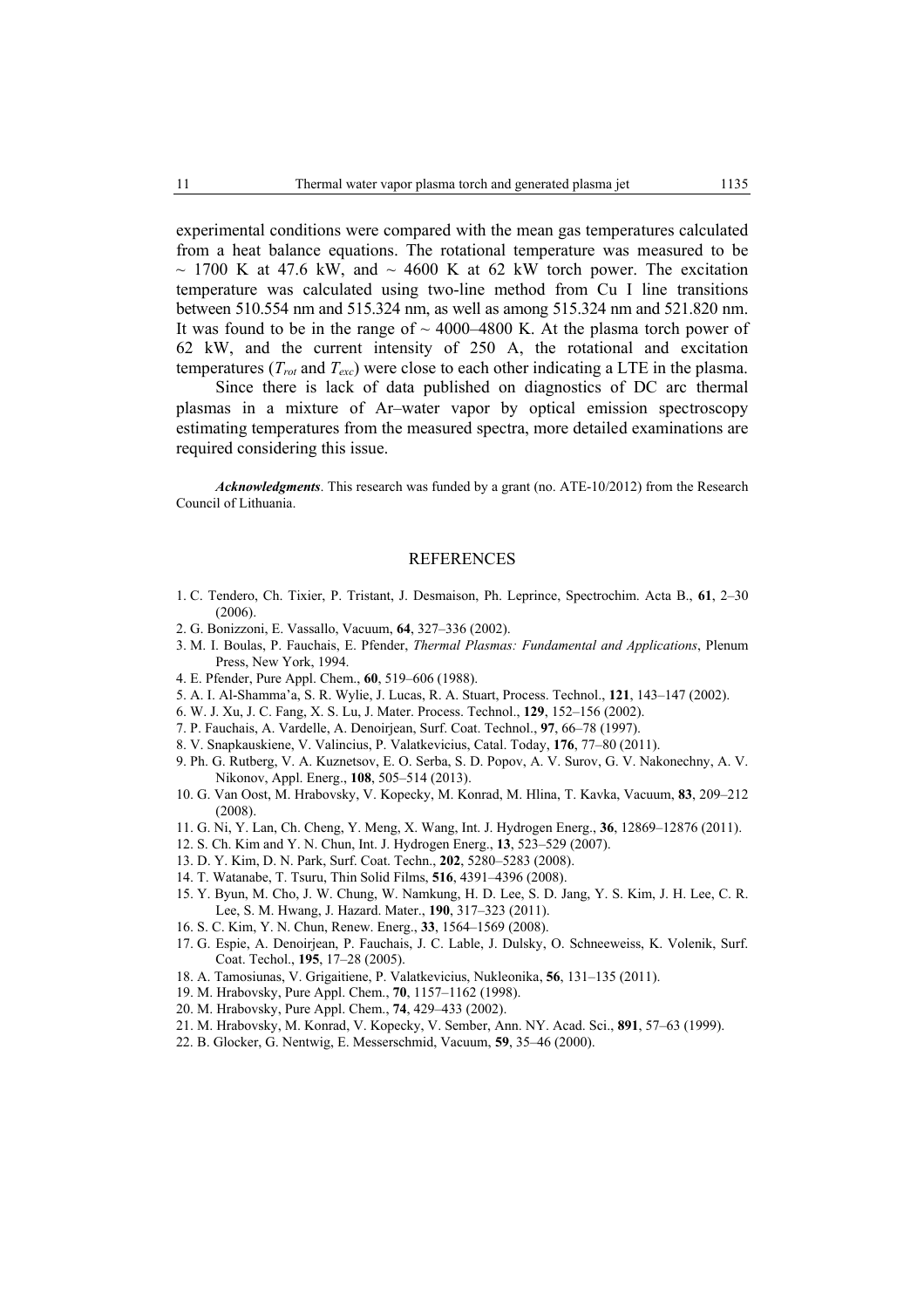experimental conditions were compared with the mean gas temperatures calculated from a heat balance equations. The rotational temperature was measured to be ~ 1700 K at 47.6 kW, and ~ 4600 K at 62 kW torch power. The excitation temperature was calculated using two-line method from Cu I line transitions between 510.554 nm and 515.324 nm, as well as among 515.324 nm and 521.820 nm. It was found to be in the range of ~ 4000–4800 K. At the plasma torch power of 62 kW, and the current intensity of 250 A, the rotational and excitation temperatures ($T_{rot}$ and $T_{exc}$) were close to each other indicating a LTE in the plasma.

Since there is lack of data published on diagnostics of DC arc thermal plasmas in a mixture of Ar–water vapor by optical emission spectroscopy estimating temperatures from the measured spectra, more detailed examinations are required considering this issue.

***Acknowledgments***. This research was funded by a grant (no. ATE-10/2012) from the Research Council of Lithuania.

## REFERENCES

1. C. Tendero, Ch. Tixier, P. Tristant, J. Desmaison, Ph. Leprince, Spectrochim. Acta B., **61**, 2–30 (2006).
2. G. Bonizzoni, E. Vassallo, Vacuum, **64**, 327–336 (2002).
3. M. I. Boulas, P. Fauchais, E. Pfender, *Thermal Plasmas: Fundamental and Applications*, Plenum Press, New York, 1994.
4. E. Pfender, Pure Appl. Chem., **60**, 519–606 (1988).
5. A. I. Al-Shamma'a, S. R. Wylie, J. Lucas, R. A. Stuart, Process. Technol., **121**, 143–147 (2002).
6. W. J. Xu, J. C. Fang, X. S. Lu, J. Mater. Process. Technol., **129**, 152–156 (2002).
7. P. Fauchais, A. Vardelle, A. Denoirjean, Surf. Coat. Technol., **97**, 66–78 (1997).
8. V. Snapkauskiene, V. Valincius, P. Valatkevicius, Catal. Today, **176**, 77–80 (2011).
9. Ph. G. Rutberg, V. A. Kuznetsov, E. O. Serba, S. D. Popov, A. V. Surov, G. V. Nakonechny, A. V. Nikonov, Appl. Energ., **108**, 505–514 (2013).
10. G. Van Oost, M. Hrabovsky, V. Kopecky, M. Konrad, M. Hlina, T. Kavka, Vacuum, **83**, 209–212 (2008).
11. G. Ni, Y. Lan, Ch. Cheng, Y. Meng, X. Wang, Int. J. Hydrogen Energ., **36**, 12869–12876 (2011).
12. S. Ch. Kim and Y. N. Chun, Int. J. Hydrogen Energ., **13**, 523–529 (2007).
13. D. Y. Kim, D. N. Park, Surf. Coat. Techn., **202**, 5280–5283 (2008).
14. T. Watanabe, T. Tsuru, Thin Solid Films, **516**, 4391–4396 (2008).
15. Y. Byun, M. Cho, J. W. Chung, W. Namkung, H. D. Lee, S. D. Jang, Y. S. Kim, J. H. Lee, C. R. Lee, S. M. Hwang, J. Hazard. Mater., **190**, 317–323 (2011).
16. S. C. Kim, Y. N. Chun, Renew. Energ., **33**, 1564–1569 (2008).
17. G. Espie, A. Denoirjean, P. Fauchais, J. C. Lable, J. Dulsky, O. Schneeweiss, K. Volenik, Surf. Coat. Techol., **195**, 17–28 (2005).
18. A. Tamosiunas, V. Grigaitiene, P. Valatkevicius, Nukleonika, **56**, 131–135 (2011).
19. M. Hrabovsky, Pure Appl. Chem., **70**, 1157–1162 (1998).
20. M. Hrabovsky, Pure Appl. Chem., **74**, 429–433 (2002).
21. M. Hrabovsky, M. Konrad, V. Kopecky, V. Sember, Ann. NY. Acad. Sci., **891**, 57–63 (1999).
22. B. Glocker, G. Nentwig, E. Messerschmid, Vacuum, **59**, 35–46 (2000).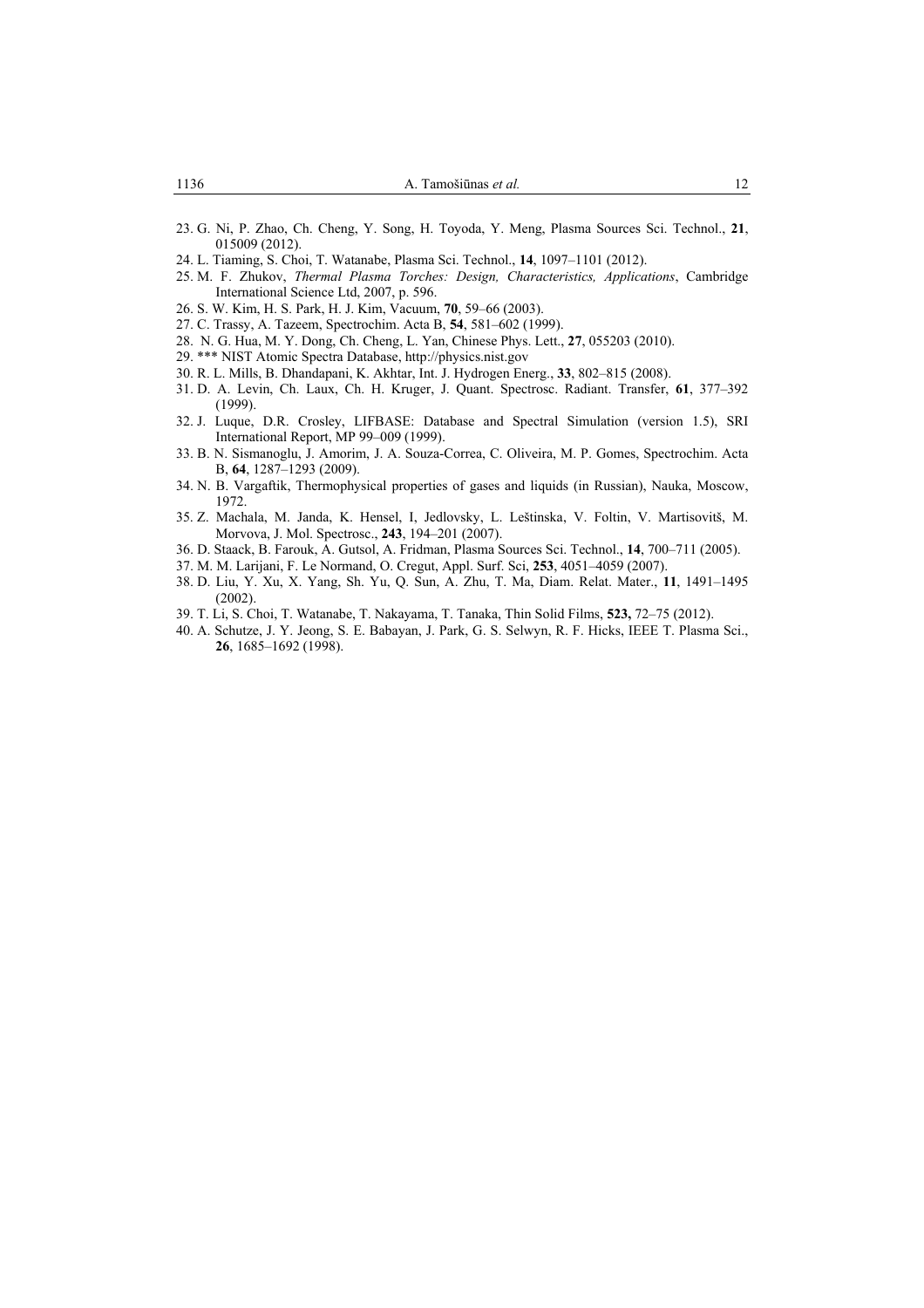23. G. Ni, P. Zhao, Ch. Cheng, Y. Song, H. Toyoda, Y. Meng, Plasma Sources Sci. Technol., **21**, 015009 (2012).
24. L. Tiaming, S. Choi, T. Watanabe, Plasma Sci. Technol., **14**, 1097–1101 (2012).
25. M. F. Zhukov, *Thermal Plasma Torches: Design, Characteristics, Applications*, Cambridge International Science Ltd, 2007, p. 596.
26. S. W. Kim, H. S. Park, H. J. Kim, Vacuum, **70**, 59–66 (2003).
27. C. Trassy, A. Tazeem, Spectrochim. Acta B, **54**, 581–602 (1999).
28. N. G. Hua, M. Y. Dong, Ch. Cheng, L. Yan, Chinese Phys. Lett., **27**, 055203 (2010).
29. *** NIST Atomic Spectra Database, http://physics.nist.gov
30. R. L. Mills, B. Dhandapani, K. Akhtar, Int. J. Hydrogen Energ., **33**, 802–815 (2008).
31. D. A. Levin, Ch. Laux, Ch. H. Kruger, J. Quant. Spectrosc. Radiant. Transfer, **61**, 377–392 (1999).
32. J. Luque, D.R. Crosley, LIFBASE: Database and Spectral Simulation (version 1.5), SRI International Report, MP 99–009 (1999).
33. B. N. Sismanoglu, J. Amorim, J. A. Souza-Correa, C. Oliveira, M. P. Gomes, Spectrochim. Acta B, **64**, 1287–1293 (2009).
34. N. B. Vargaftik, Thermophysical properties of gases and liquids (in Russian), Nauka, Moscow, 1972.
35. Z. Machala, M. Janda, K. Hensel, I, Jedlovsky, L. Leštinska, V. Foltin, V. Martisovitš, M. Morvova, J. Mol. Spectrosc., **243**, 194–201 (2007).
36. D. Staack, B. Farouk, A. Gutsol, A. Fridman, Plasma Sources Sci. Technol., **14**, 700–711 (2005).
37. M. M. Larijani, F. Le Normand, O. Cregut, Appl. Surf. Sci, **253**, 4051–4059 (2007).
38. D. Liu, Y. Xu, X. Yang, Sh. Yu, Q. Sun, A. Zhu, T. Ma, Diam. Relat. Mater., **11**, 1491–1495 (2002).
39. T. Li, S. Choi, T. Watanabe, T. Nakayama, T. Tanaka, Thin Solid Films, **523,** 72–75 (2012).
40. A. Schutze, J. Y. Jeong, S. E. Babayan, J. Park, G. S. Selwyn, R. F. Hicks, IEEE T. Plasma Sci., **26**, 1685–1692 (1998).